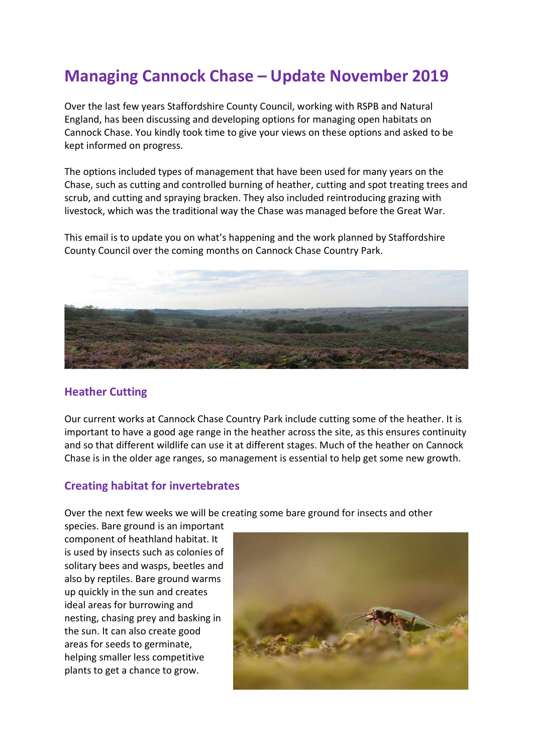# Managing Cannock Chase – Update November 2019

Over the last few years Staffordshire County Council, working with RSPB and Natural England, has been discussing and developing options for managing open habitats on Cannock Chase. You kindly took time to give your views on these options and asked to be kept informed on progress.

The options included types of management that have been used for many years on the Chase, such as cutting and controlled burning of heather, cutting and spot treating trees and scrub, and cutting and spraying bracken. They also included reintroducing grazing with livestock, which was the traditional way the Chase was managed before the Great War.

This email is to update you on what's happening and the work planned by Staffordshire County Council over the coming months on Cannock Chase Country Park.

## Heather Cutting

Our current works at Cannock Chase Country Park include cutting some of the heather. It is important to have a good age range in the heather across the site, as this ensures continuity and so that different wildlife can use it at different stages. Much of the heather on Cannock Chase is in the older age ranges, so management is essential to help get some new growth.

## Creating habitat for invertebrates

Over the next few weeks we will be creating some bare ground for insects and other species. Bare ground is an important component of heathland habitat. It is used by insects such as colonies of solitary bees and wasps, beetles and also by reptiles. Bare ground warms up quickly in the sun and creates ideal areas for burrowing and nesting, chasing prey and basking in the sun. It can also create good areas for seeds to germinate, helping smaller less competitive plants to get a chance to grow.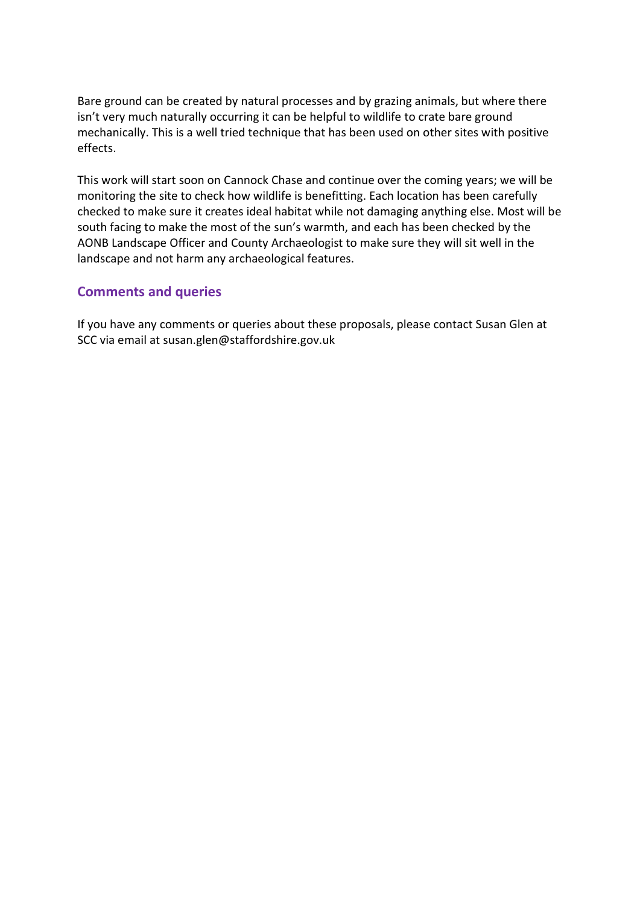Bare ground can be created by natural processes and by grazing animals, but where there isn't very much naturally occurring it can be helpful to wildlife to crate bare ground mechanically. This is a well tried technique that has been used on other sites with positive effects.

This work will start soon on Cannock Chase and continue over the coming years; we will be monitoring the site to check how wildlife is benefitting. Each location has been carefully checked to make sure it creates ideal habitat while not damaging anything else. Most will be south facing to make the most of the sun's warmth, and each has been checked by the AONB Landscape Officer and County Archaeologist to make sure they will sit well in the landscape and not harm any archaeological features.

## Comments and queries

If you have any comments or queries about these proposals, please contact Susan Glen at SCC via email at susan.glen@staffordshire.gov.uk